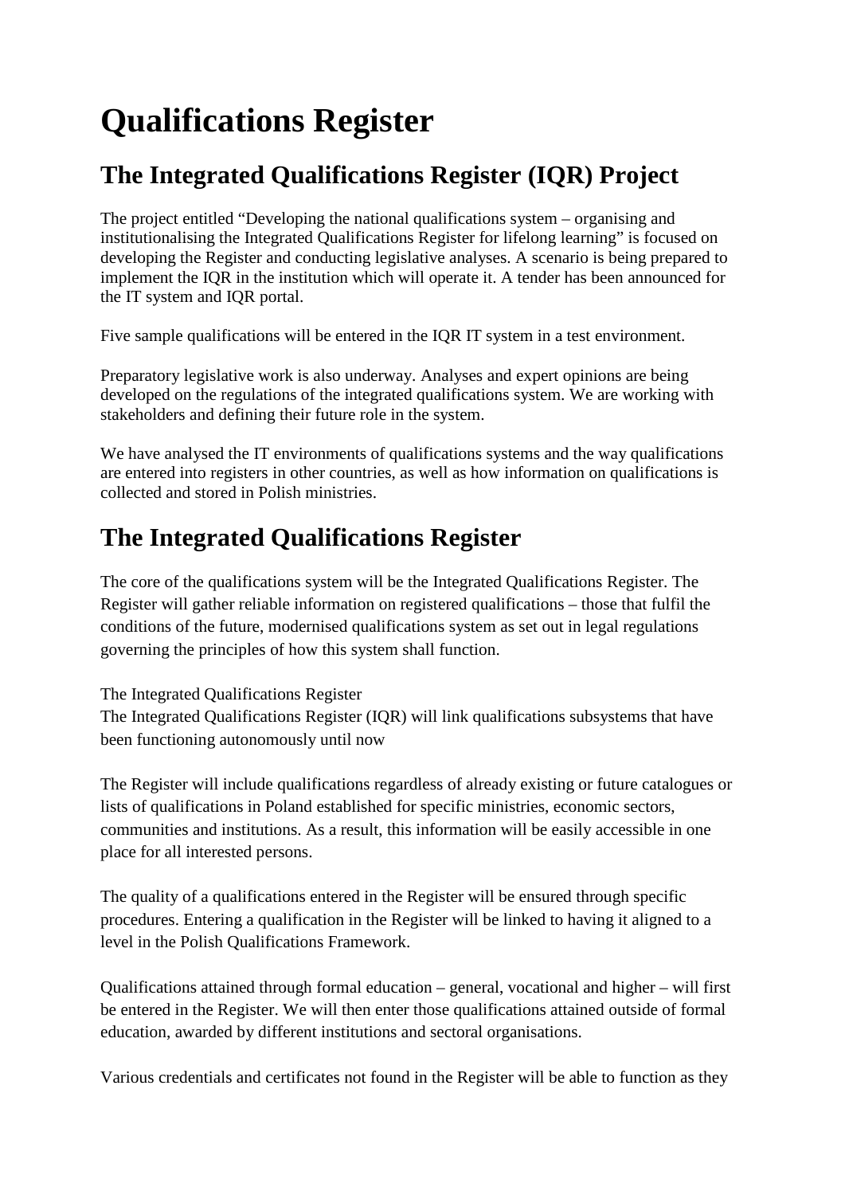# Qualifications Register

## The Integrated Qualifications Register (IQR) Project

The project entitled “Developing the national qualifications system – organising and institutionalising the Integrated Qualifications Register for lifelong learning” is focused on developing the Register and conducting legislative analyses. A scenario is being prepared to implement the IQR in the institution which will operate it. A tender has been announced for the IT system and IQR portal.

Five sample qualifications will be entered in the IQR IT system in a test environment.

Preparatory legislative work is also underway. Analyses and expert opinions are being developed on the regulations of the integrated qualifications system. We are working with stakeholders and defining their future role in the system.

We have analysed the IT environments of qualifications systems and the way qualifications are entered into registers in other countries, as well as how information on qualifications is collected and stored in Polish ministries.

## The Integrated Qualifications Register

The core of the qualifications system will be the Integrated Qualifications Register. The Register will gather reliable information on registered qualifications – those that fulfil the conditions of the future, modernised qualifications system as set out in legal regulations governing the principles of how this system shall function.

The Integrated Qualifications Register
The Integrated Qualifications Register (IQR) will link qualifications subsystems that have been functioning autonomously until now

The Register will include qualifications regardless of already existing or future catalogues or lists of qualifications in Poland established for specific ministries, economic sectors, communities and institutions. As a result, this information will be easily accessible in one place for all interested persons.

The quality of a qualifications entered in the Register will be ensured through specific procedures. Entering a qualification in the Register will be linked to having it aligned to a level in the Polish Qualifications Framework.

Qualifications attained through formal education – general, vocational and higher – will first be entered in the Register. We will then enter those qualifications attained outside of formal education, awarded by different institutions and sectoral organisations.

Various credentials and certificates not found in the Register will be able to function as they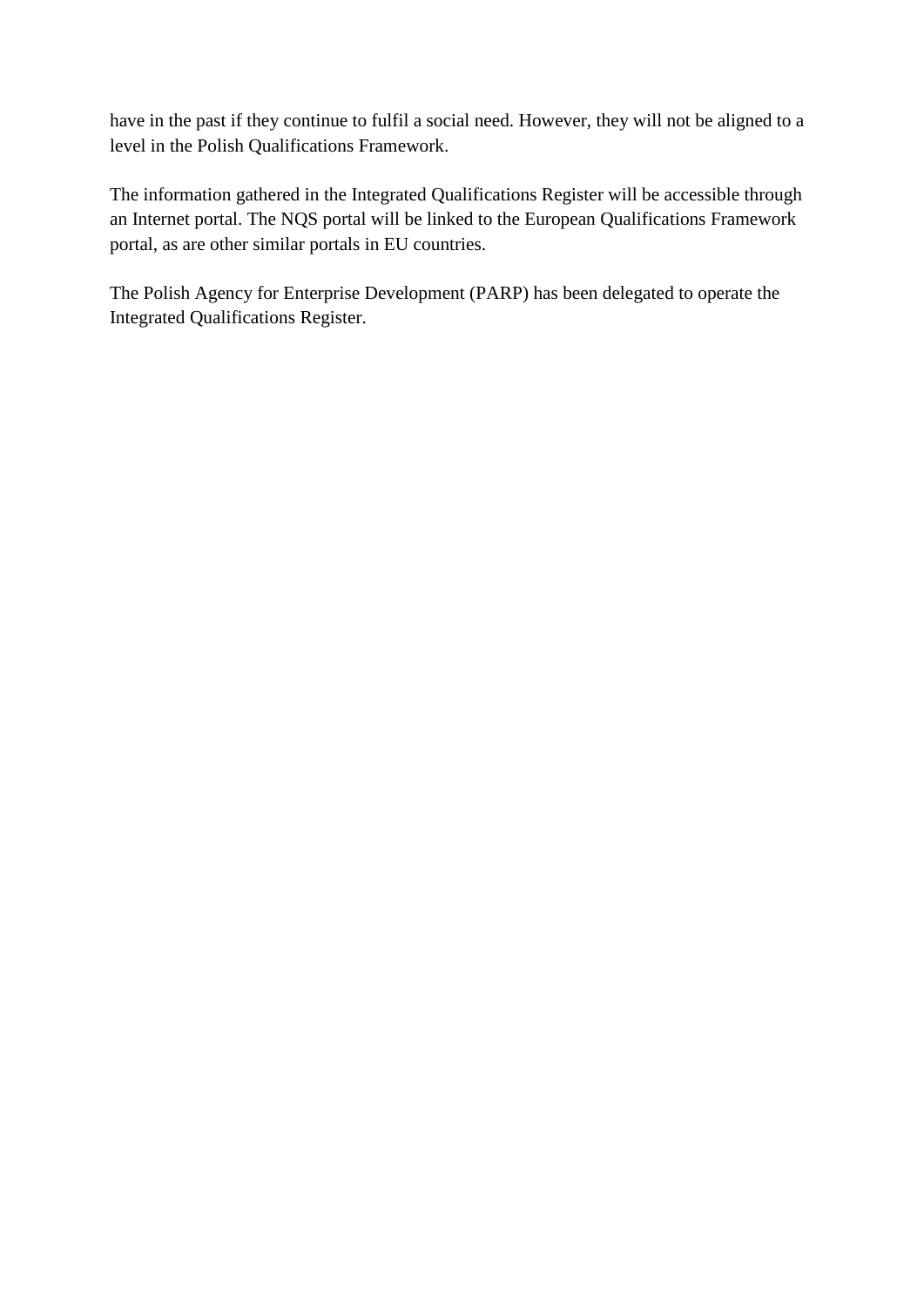have in the past if they continue to fulfil a social need. However, they will not be aligned to a level in the Polish Qualifications Framework.

The information gathered in the Integrated Qualifications Register will be accessible through an Internet portal. The NQS portal will be linked to the European Qualifications Framework portal, as are other similar portals in EU countries.

The Polish Agency for Enterprise Development (PARP) has been delegated to operate the Integrated Qualifications Register.